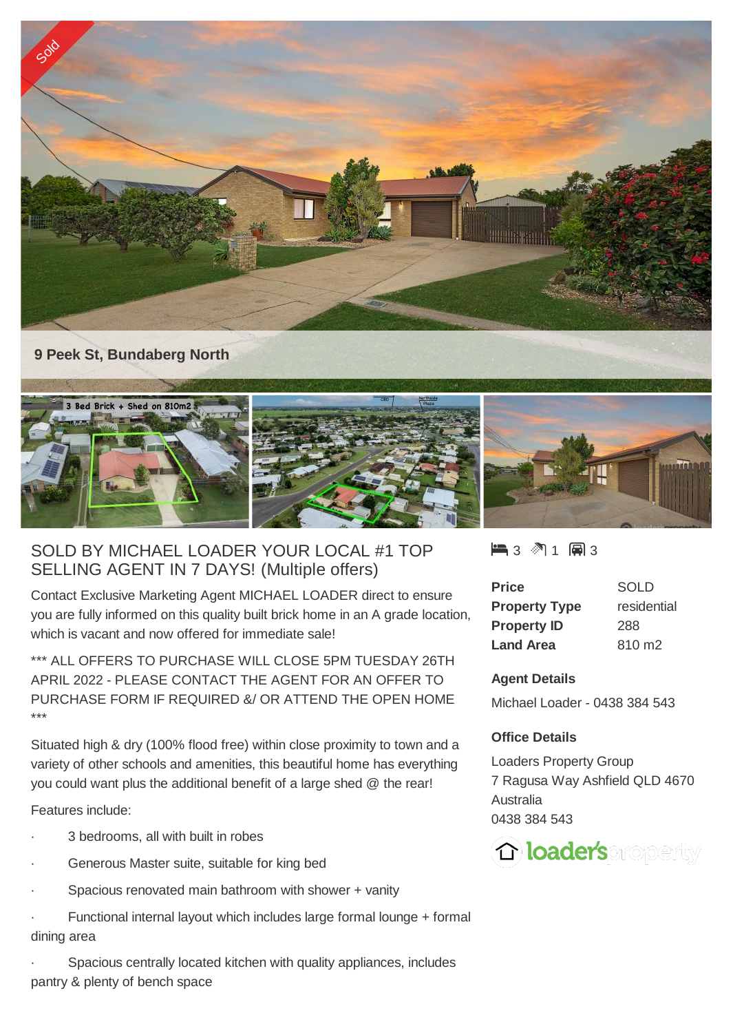**9 Peek St, Bundaberg North**

## SOLD BY MICHAEL LOADER YOUR LOCAL #1 TOP SELLING AGENT IN 7 DAYS! (Multiple offers)

Contact Exclusive Marketing Agent MICHAEL LOADER direct to ensure you are fully informed on this quality built brick home in an A grade location, which is vacant and now offered for immediate sale!

*** ALL OFFERS TO PURCHASE WILL CLOSE 5PM TUESDAY 26TH APRIL 2022 - PLEASE CONTACT THE AGENT FOR AN OFFER TO PURCHASE FORM IF REQUIRED &/ OR ATTEND THE OPEN HOME ***

Situated high & dry (100% flood free) within close proximity to town and a variety of other schools and amenities, this beautiful home has everything you could want plus the additional benefit of a large shed @ the rear!

Features include:

- 3 bedrooms, all with built in robes
- Generous Master suite, suitable for king bed
- Spacious renovated main bathroom with shower + vanity
- Functional internal layout which includes large formal lounge + formal dining area
- Spacious centrally located kitchen with quality appliances, includes pantry & plenty of bench space

3 bed · 1 bath · 3 car

| | |
|---|---|
| **Price** | SOLD |
| **Property Type** | residential |
| **Property ID** | 288 |
| **Land Area** | 810 m2 |

### Agent Details

Michael Loader - 0438 384 543

### Office Details

Loaders Property Group
7 Ragusa Way Ashfield QLD 4670
Australia
0438 384 543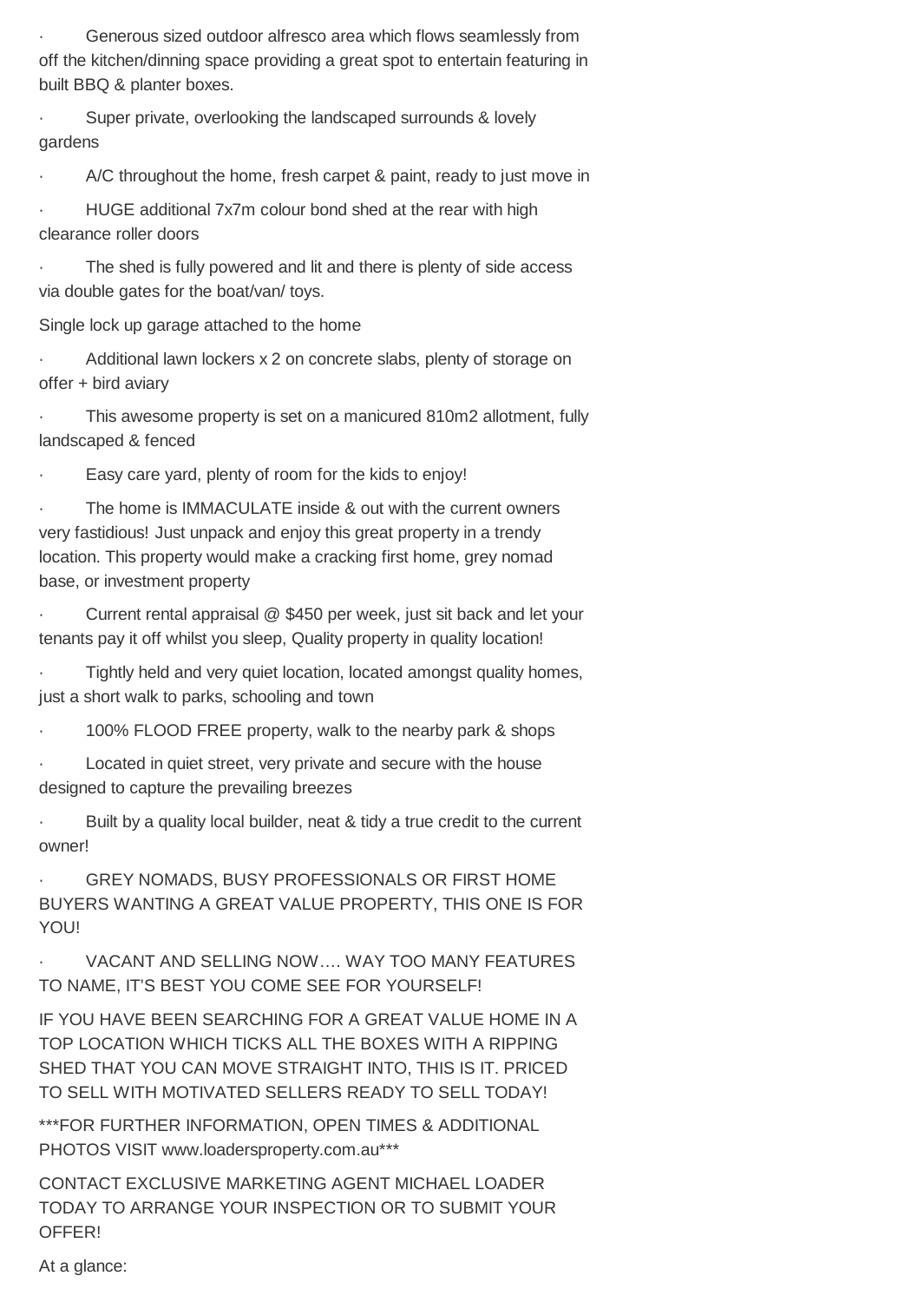- Generous sized outdoor alfresco area which flows seamlessly from off the kitchen/dinning space providing a great spot to entertain featuring in built BBQ & planter boxes.
- Super private, overlooking the landscaped surrounds & lovely gardens
- A/C throughout the home, fresh carpet & paint, ready to just move in
- HUGE additional 7x7m colour bond shed at the rear with high clearance roller doors
- The shed is fully powered and lit and there is plenty of side access via double gates for the boat/van/ toys.

Single lock up garage attached to the home

- Additional lawn lockers x 2 on concrete slabs, plenty of storage on offer + bird aviary
- This awesome property is set on a manicured 810m2 allotment, fully landscaped & fenced
- Easy care yard, plenty of room for the kids to enjoy!
- The home is IMMACULATE inside & out with the current owners very fastidious! Just unpack and enjoy this great property in a trendy location. This property would make a cracking first home, grey nomad base, or investment property
- Current rental appraisal @ $450 per week, just sit back and let your tenants pay it off whilst you sleep, Quality property in quality location!
- Tightly held and very quiet location, located amongst quality homes, just a short walk to parks, schooling and town
- 100% FLOOD FREE property, walk to the nearby park & shops
- Located in quiet street, very private and secure with the house designed to capture the prevailing breezes
- Built by a quality local builder, neat & tidy a true credit to the current owner!
- GREY NOMADS, BUSY PROFESSIONALS OR FIRST HOME BUYERS WANTING A GREAT VALUE PROPERTY, THIS ONE IS FOR YOU!
- VACANT AND SELLING NOW…. WAY TOO MANY FEATURES TO NAME, IT'S BEST YOU COME SEE FOR YOURSELF!

IF YOU HAVE BEEN SEARCHING FOR A GREAT VALUE HOME IN A TOP LOCATION WHICH TICKS ALL THE BOXES WITH A RIPPING SHED THAT YOU CAN MOVE STRAIGHT INTO, THIS IS IT. PRICED TO SELL WITH MOTIVATED SELLERS READY TO SELL TODAY!

***FOR FURTHER INFORMATION, OPEN TIMES & ADDITIONAL PHOTOS VISIT www.loadersproperty.com.au***

CONTACT EXCLUSIVE MARKETING AGENT MICHAEL LOADER TODAY TO ARRANGE YOUR INSPECTION OR TO SUBMIT YOUR OFFER!

At a glance: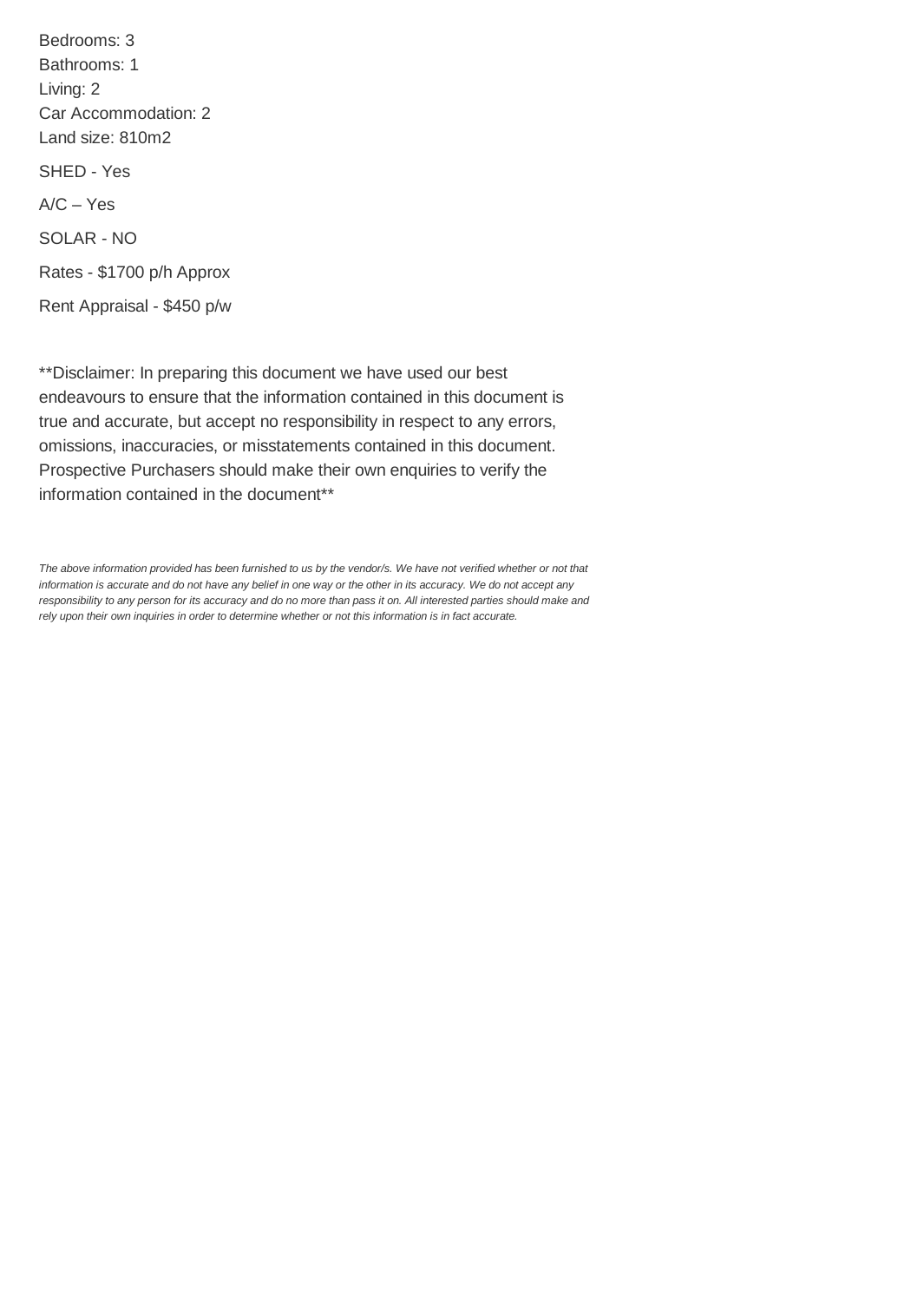Bedrooms: 3
Bathrooms: 1
Living: 2
Car Accommodation: 2
Land size: 810m2

SHED - Yes

A/C – Yes

SOLAR - NO

Rates - $1700 p/h Approx

Rent Appraisal - $450 p/w

**Disclaimer: In preparing this document we have used our best endeavours to ensure that the information contained in this document is true and accurate, but accept no responsibility in respect to any errors, omissions, inaccuracies, or misstatements contained in this document. Prospective Purchasers should make their own enquiries to verify the information contained in the document**

*The above information provided has been furnished to us by the vendor/s. We have not verified whether or not that information is accurate and do not have any belief in one way or the other in its accuracy. We do not accept any responsibility to any person for its accuracy and do no more than pass it on. All interested parties should make and rely upon their own inquiries in order to determine whether or not this information is in fact accurate.*